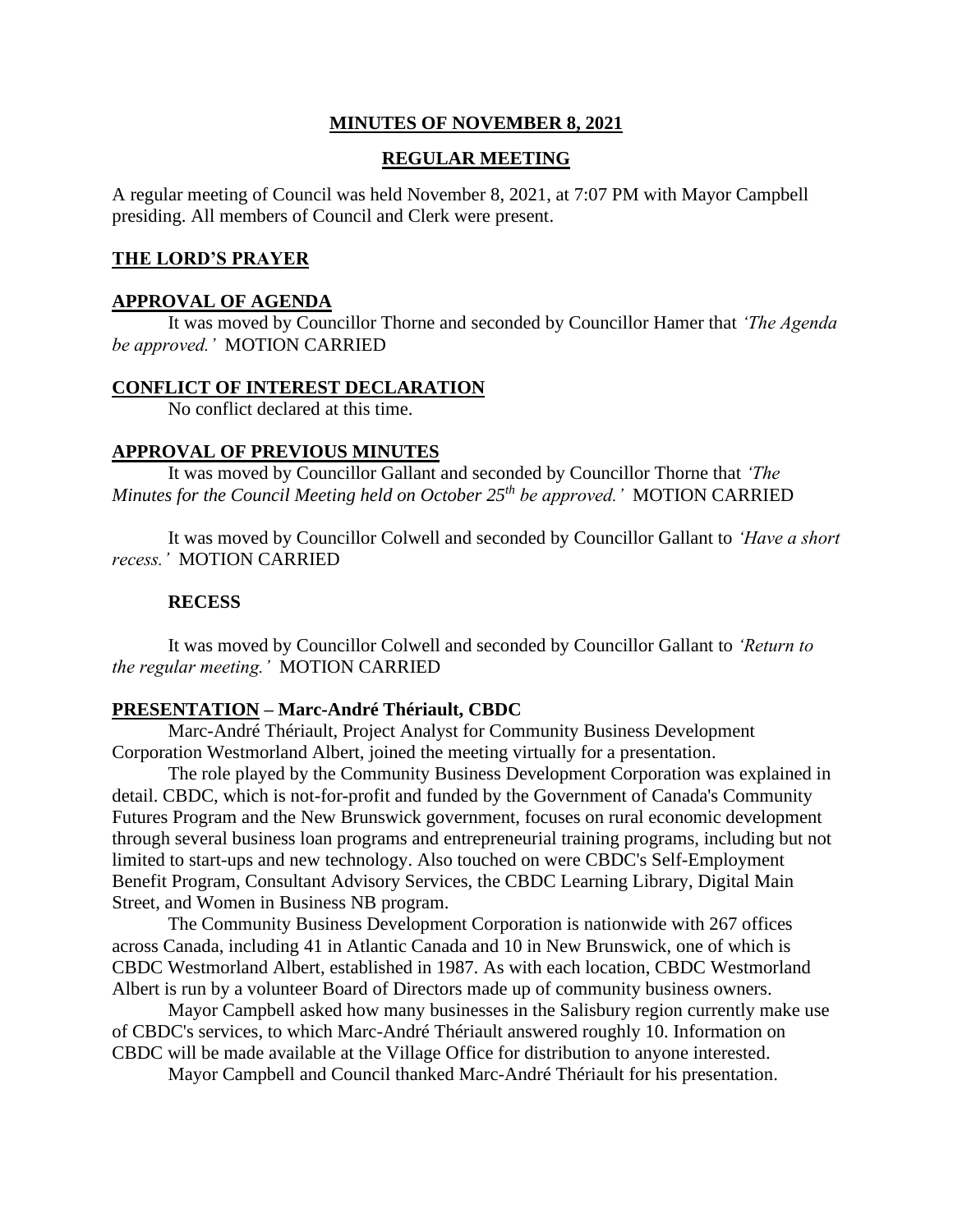**MINUTES OF NOVEMBER 8, 2021**

**REGULAR MEETING**

A regular meeting of Council was held November 8, 2021, at 7:07 PM with Mayor Campbell presiding. All members of Council and Clerk were present.

**THE LORD'S PRAYER**

**APPROVAL OF AGENDA**

It was moved by Councillor Thorne and seconded by Councillor Hamer that *'The Agenda be approved.'* MOTION CARRIED

**CONFLICT OF INTEREST DECLARATION**

No conflict declared at this time.

**APPROVAL OF PREVIOUS MINUTES**

It was moved by Councillor Gallant and seconded by Councillor Thorne that *'The Minutes for the Council Meeting held on October 25th be approved.'* MOTION CARRIED

It was moved by Councillor Colwell and seconded by Councillor Gallant to *'Have a short recess.'* MOTION CARRIED

**RECESS**

It was moved by Councillor Colwell and seconded by Councillor Gallant to *'Return to the regular meeting.'* MOTION CARRIED

**PRESENTATION – Marc-André Thériault, CBDC**

Marc-André Thériault, Project Analyst for Community Business Development Corporation Westmorland Albert, joined the meeting virtually for a presentation.

The role played by the Community Business Development Corporation was explained in detail. CBDC, which is not-for-profit and funded by the Government of Canada's Community Futures Program and the New Brunswick government, focuses on rural economic development through several business loan programs and entrepreneurial training programs, including but not limited to start-ups and new technology. Also touched on were CBDC's Self-Employment Benefit Program, Consultant Advisory Services, the CBDC Learning Library, Digital Main Street, and Women in Business NB program.

The Community Business Development Corporation is nationwide with 267 offices across Canada, including 41 in Atlantic Canada and 10 in New Brunswick, one of which is CBDC Westmorland Albert, established in 1987. As with each location, CBDC Westmorland Albert is run by a volunteer Board of Directors made up of community business owners.

Mayor Campbell asked how many businesses in the Salisbury region currently make use of CBDC's services, to which Marc-André Thériault answered roughly 10. Information on CBDC will be made available at the Village Office for distribution to anyone interested.

Mayor Campbell and Council thanked Marc-André Thériault for his presentation.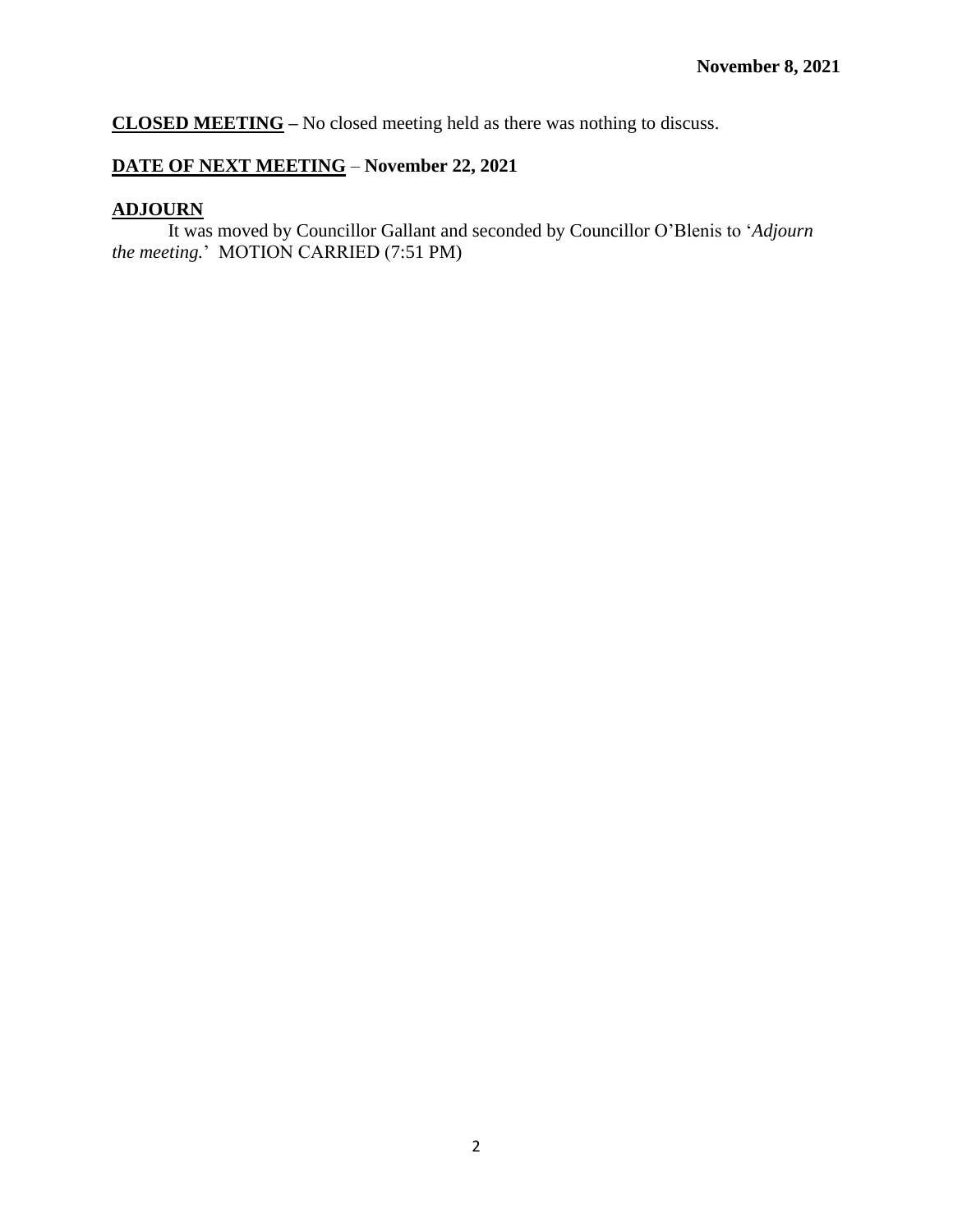**CLOSED MEETING –** No closed meeting held as there was nothing to discuss.

**DATE OF NEXT MEETING** – **November 22, 2021**

**ADJOURN**

It was moved by Councillor Gallant and seconded by Councillor O'Blenis to '*Adjourn the meeting.*' MOTION CARRIED (7:51 PM)